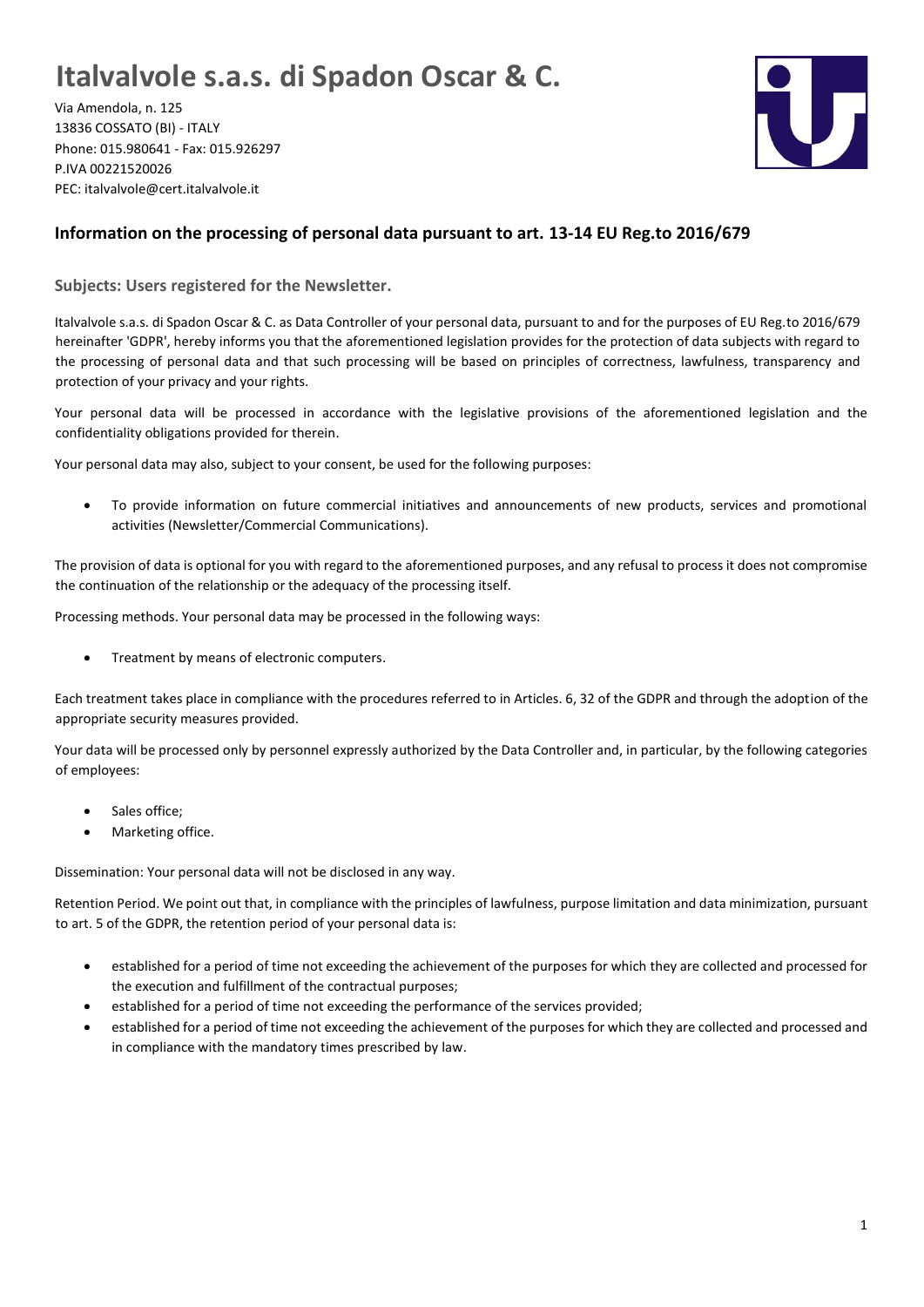# Italvalvole s.a.s. di Spadon Oscar & C.

Via Amendola, n. 125
13836 COSSATO (BI) - ITALY
Phone: 015.980641 - Fax: 015.926297
P.IVA 00221520026
PEC: italvalvole@cert.italvalvole.it

## Information on the processing of personal data pursuant to art. 13-14 EU Reg.to 2016/679

### Subjects: Users registered for the Newsletter.

Italvalvole s.a.s. di Spadon Oscar & C. as Data Controller of your personal data, pursuant to and for the purposes of EU Reg.to 2016/679 hereinafter 'GDPR', hereby informs you that the aforementioned legislation provides for the protection of data subjects with regard to the processing of personal data and that such processing will be based on principles of correctness, lawfulness, transparency and protection of your privacy and your rights.

Your personal data will be processed in accordance with the legislative provisions of the aforementioned legislation and the confidentiality obligations provided for therein.

Your personal data may also, subject to your consent, be used for the following purposes:

- To provide information on future commercial initiatives and announcements of new products, services and promotional activities (Newsletter/Commercial Communications).

The provision of data is optional for you with regard to the aforementioned purposes, and any refusal to process it does not compromise the continuation of the relationship or the adequacy of the processing itself.

Processing methods. Your personal data may be processed in the following ways:

- Treatment by means of electronic computers.

Each treatment takes place in compliance with the procedures referred to in Articles. 6, 32 of the GDPR and through the adoption of the appropriate security measures provided.

Your data will be processed only by personnel expressly authorized by the Data Controller and, in particular, by the following categories of employees:

- Sales office;
- Marketing office.

Dissemination: Your personal data will not be disclosed in any way.

Retention Period. We point out that, in compliance with the principles of lawfulness, purpose limitation and data minimization, pursuant to art. 5 of the GDPR, the retention period of your personal data is:

- established for a period of time not exceeding the achievement of the purposes for which they are collected and processed for the execution and fulfillment of the contractual purposes;
- established for a period of time not exceeding the performance of the services provided;
- established for a period of time not exceeding the achievement of the purposes for which they are collected and processed and in compliance with the mandatory times prescribed by law.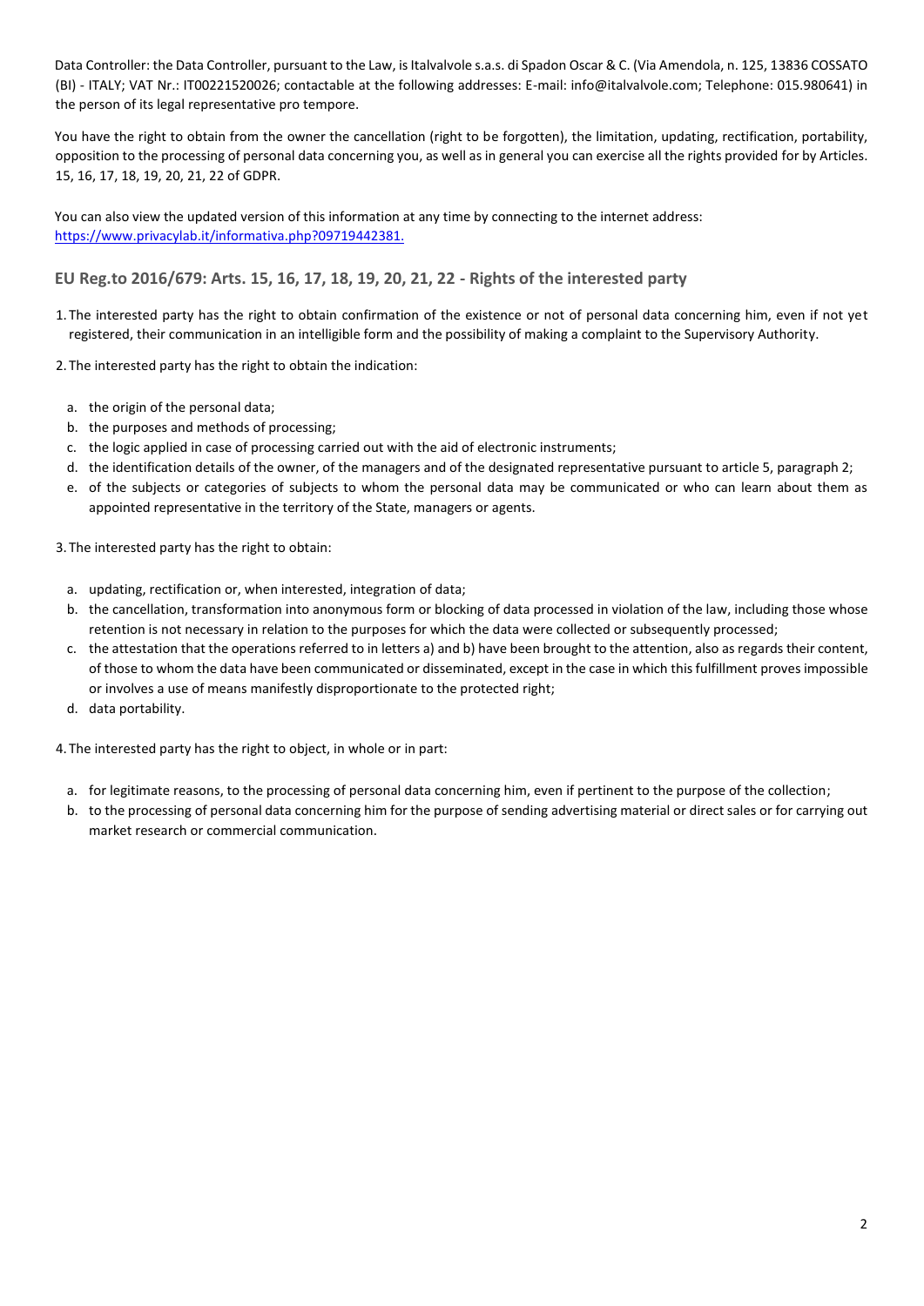Data Controller: the Data Controller, pursuant to the Law, is Italvalvole s.a.s. di Spadon Oscar & C. (Via Amendola, n. 125, 13836 COSSATO (BI) - ITALY; VAT Nr.: IT00221520026; contactable at the following addresses: E-mail: info@italvalvole.com; Telephone: 015.980641) in the person of its legal representative pro tempore.

You have the right to obtain from the owner the cancellation (right to be forgotten), the limitation, updating, rectification, portability, opposition to the processing of personal data concerning you, as well as in general you can exercise all the rights provided for by Articles. 15, 16, 17, 18, 19, 20, 21, 22 of GDPR.

You can also view the updated version of this information at any time by connecting to the internet address: https://www.privacylab.it/informativa.php?09719442381.

## EU Reg.to 2016/679: Arts. 15, 16, 17, 18, 19, 20, 21, 22 - Rights of the interested party

1. The interested party has the right to obtain confirmation of the existence or not of personal data concerning him, even if not yet registered, their communication in an intelligible form and the possibility of making a complaint to the Supervisory Authority.

2. The interested party has the right to obtain the indication:

   a. the origin of the personal data;
   b. the purposes and methods of processing;
   c. the logic applied in case of processing carried out with the aid of electronic instruments;
   d. the identification details of the owner, of the managers and of the designated representative pursuant to article 5, paragraph 2;
   e. of the subjects or categories of subjects to whom the personal data may be communicated or who can learn about them as appointed representative in the territory of the State, managers or agents.

3. The interested party has the right to obtain:

   a. updating, rectification or, when interested, integration of data;
   b. the cancellation, transformation into anonymous form or blocking of data processed in violation of the law, including those whose retention is not necessary in relation to the purposes for which the data were collected or subsequently processed;
   c. the attestation that the operations referred to in letters a) and b) have been brought to the attention, also as regards their content, of those to whom the data have been communicated or disseminated, except in the case in which this fulfillment proves impossible or involves a use of means manifestly disproportionate to the protected right;
   d. data portability.

4. The interested party has the right to object, in whole or in part:

   a. for legitimate reasons, to the processing of personal data concerning him, even if pertinent to the purpose of the collection;
   b. to the processing of personal data concerning him for the purpose of sending advertising material or direct sales or for carrying out market research or commercial communication.